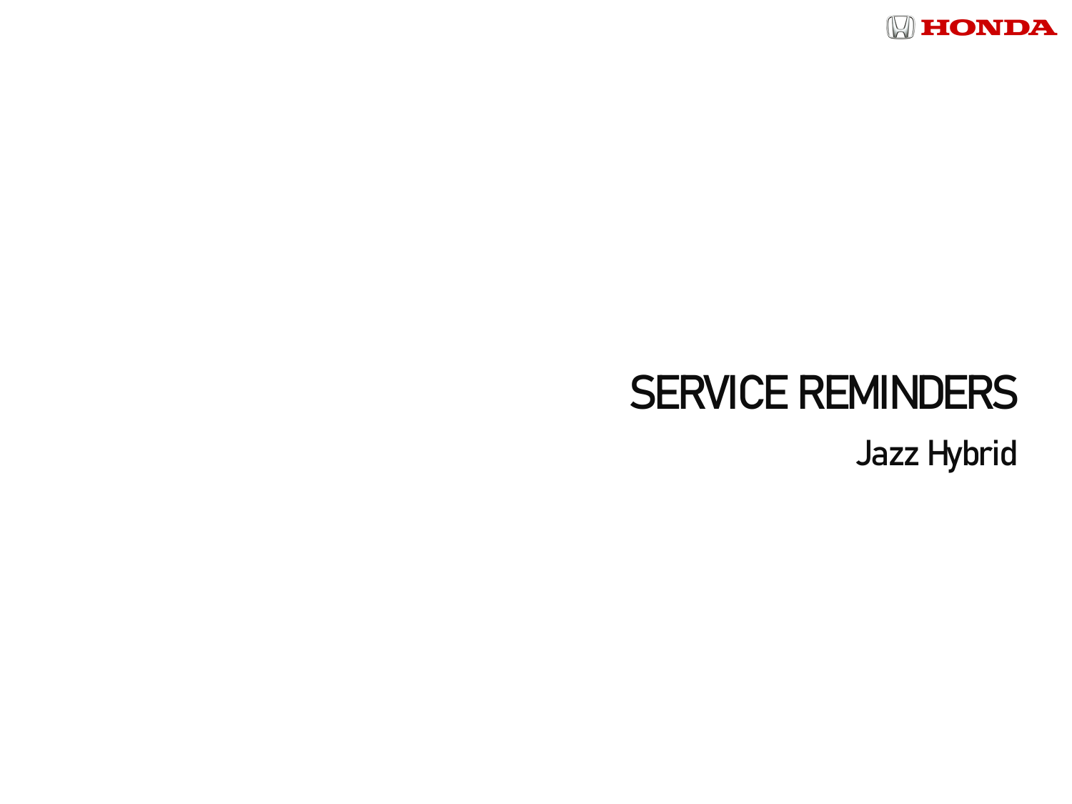HONDA

# SERVICE REMINDERS

## Jazz Hybrid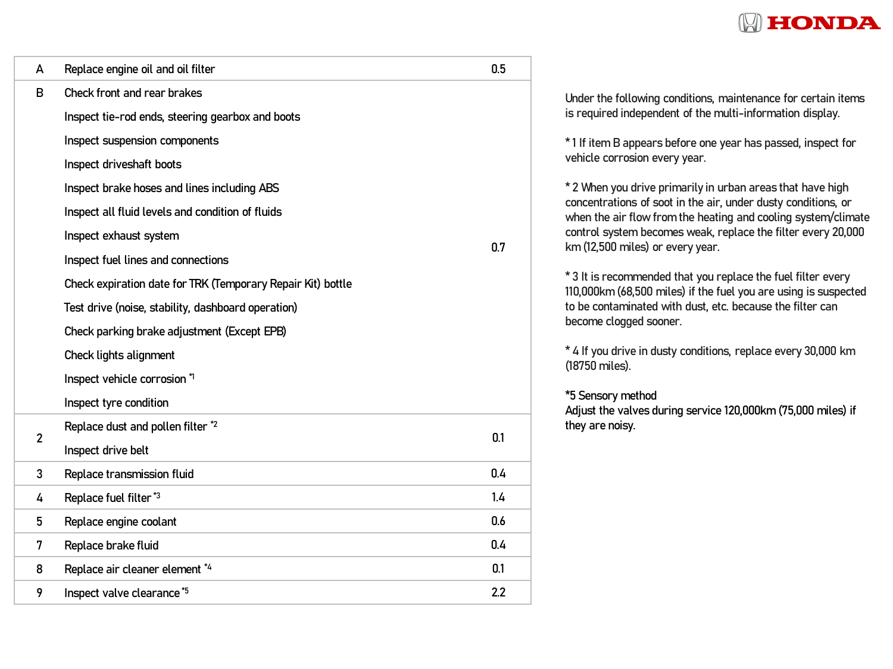| | | |
|---|---|---|
| A | Replace engine oil and oil filter | 0.5 |
| B | Check front and rear brakes<br>Inspect tie-rod ends, steering gearbox and boots<br>Inspect suspension components<br>Inspect driveshaft boots<br>Inspect brake hoses and lines including ABS<br>Inspect all fluid levels and condition of fluids<br>Inspect exhaust system<br>Inspect fuel lines and connections<br>Check expiration date for TRK (Temporary Repair Kit) bottle<br>Test drive (noise, stability, dashboard operation)<br>Check parking brake adjustment (Except EPB)<br>Check lights alignment<br>Inspect vehicle corrosion *1<br>Inspect tyre condition | 0.7 |
| 2 | Replace dust and pollen filter *2<br>Inspect drive belt | 0.1 |
| 3 | Replace transmission fluid | 0.4 |
| 4 | Replace fuel filter *3 | 1.4 |
| 5 | Replace engine coolant | 0.6 |
| 7 | Replace brake fluid | 0.4 |
| 8 | Replace air cleaner element *4 | 0.1 |
| 9 | Inspect valve clearance *5 | 2.2 |

Under the following conditions, maintenance for certain items is required independent of the multi-information display.

* 1 If item B appears before one year has passed, inspect for vehicle corrosion every year.

* 2 When you drive primarily in urban areas that have high concentrations of soot in the air, under dusty conditions, or when the air flow from the heating and cooling system/climate control system becomes weak, replace the filter every 20,000 km (12,500 miles) or every year.

* 3 It is recommended that you replace the fuel filter every 110,000km (68,500 miles) if the fuel you are using is suspected to be contaminated with dust, etc. because the filter can become clogged sooner.

* 4 If you drive in dusty conditions, replace every 30,000 km (18750 miles).

*5 Sensory method
Adjust the valves during service 120,000km (75,000 miles) if they are noisy.